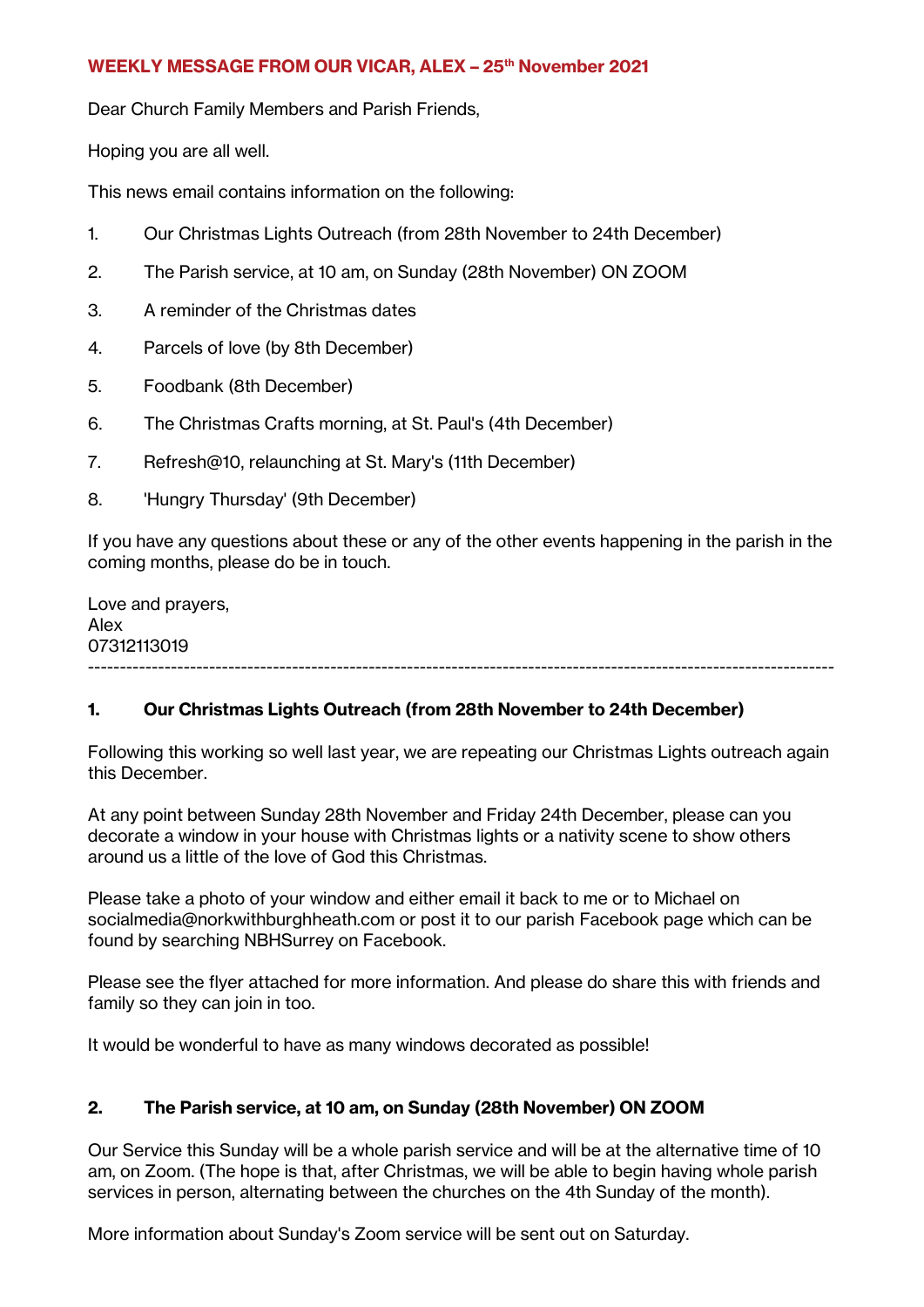# WEEKLY MESSAGE FROM OUR VICAR, ALEX – 25th November 2021

Dear Church Family Members and Parish Friends,

Hoping you are all well.

This news email contains information on the following:

1. Our Christmas Lights Outreach (from 28th November to 24th December)
2. The Parish service, at 10 am, on Sunday (28th November) ON ZOOM
3. A reminder of the Christmas dates
4. Parcels of love (by 8th December)
5. Foodbank (8th December)
6. The Christmas Crafts morning, at St. Paul's (4th December)
7. Refresh@10, relaunching at St. Mary's (11th December)
8. 'Hungry Thursday' (9th December)

If you have any questions about these or any of the other events happening in the parish in the coming months, please do be in touch.

Love and prayers,
Alex
07312113019

---

## 1. Our Christmas Lights Outreach (from 28th November to 24th December)

Following this working so well last year, we are repeating our Christmas Lights outreach again this December.

At any point between Sunday 28th November and Friday 24th December, please can you decorate a window in your house with Christmas lights or a nativity scene to show others around us a little of the love of God this Christmas.

Please take a photo of your window and either email it back to me or to Michael on socialmedia@norkwithburghheath.com or post it to our parish Facebook page which can be found by searching NBHSurrey on Facebook.

Please see the flyer attached for more information. And please do share this with friends and family so they can join in too.

It would be wonderful to have as many windows decorated as possible!

## 2. The Parish service, at 10 am, on Sunday (28th November) ON ZOOM

Our Service this Sunday will be a whole parish service and will be at the alternative time of 10 am, on Zoom. (The hope is that, after Christmas, we will be able to begin having whole parish services in person, alternating between the churches on the 4th Sunday of the month).

More information about Sunday's Zoom service will be sent out on Saturday.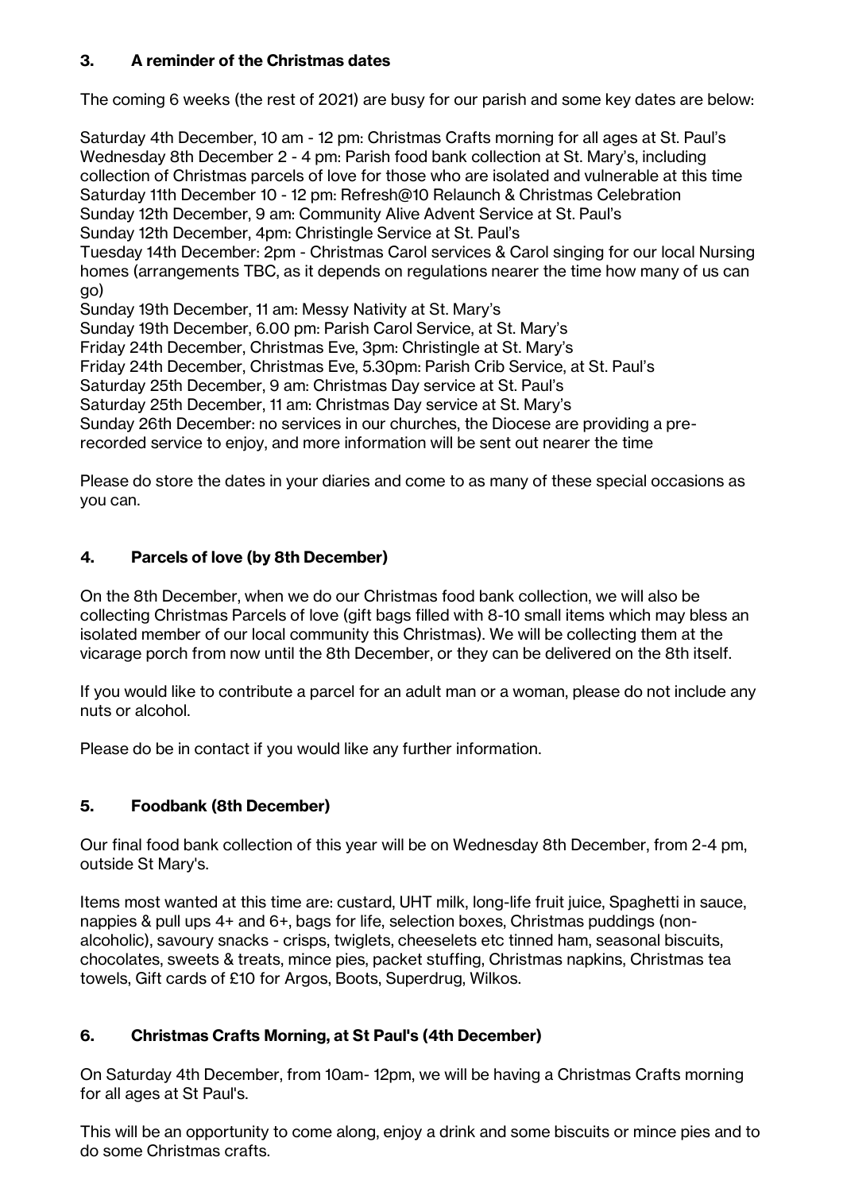### 3. A reminder of the Christmas dates

The coming 6 weeks (the rest of 2021) are busy for our parish and some key dates are below:

Saturday 4th December, 10 am - 12 pm: Christmas Crafts morning for all ages at St. Paul's
Wednesday 8th December 2 - 4 pm: Parish food bank collection at St. Mary's, including collection of Christmas parcels of love for those who are isolated and vulnerable at this time
Saturday 11th December 10 - 12 pm: Refresh@10 Relaunch & Christmas Celebration
Sunday 12th December, 9 am: Community Alive Advent Service at St. Paul's
Sunday 12th December, 4pm: Christingle Service at St. Paul's
Tuesday 14th December: 2pm - Christmas Carol services & Carol singing for our local Nursing homes (arrangements TBC, as it depends on regulations nearer the time how many of us can go)
Sunday 19th December, 11 am: Messy Nativity at St. Mary's
Sunday 19th December, 6.00 pm: Parish Carol Service, at St. Mary's
Friday 24th December, Christmas Eve, 3pm: Christingle at St. Mary's
Friday 24th December, Christmas Eve, 5.30pm: Parish Crib Service, at St. Paul's
Saturday 25th December, 9 am: Christmas Day service at St. Paul's
Saturday 25th December, 11 am: Christmas Day service at St. Mary's
Sunday 26th December: no services in our churches, the Diocese are providing a pre-recorded service to enjoy, and more information will be sent out nearer the time

Please do store the dates in your diaries and come to as many of these special occasions as you can.

### 4. Parcels of love (by 8th December)

On the 8th December, when we do our Christmas food bank collection, we will also be collecting Christmas Parcels of love (gift bags filled with 8-10 small items which may bless an isolated member of our local community this Christmas). We will be collecting them at the vicarage porch from now until the 8th December, or they can be delivered on the 8th itself.

If you would like to contribute a parcel for an adult man or a woman, please do not include any nuts or alcohol.

Please do be in contact if you would like any further information.

### 5. Foodbank (8th December)

Our final food bank collection of this year will be on Wednesday 8th December, from 2-4 pm, outside St Mary's.

Items most wanted at this time are: custard, UHT milk, long-life fruit juice, Spaghetti in sauce, nappies & pull ups 4+ and 6+, bags for life, selection boxes, Christmas puddings (non-alcoholic), savoury snacks - crisps, twiglets, cheeselets etc tinned ham, seasonal biscuits, chocolates, sweets & treats, mince pies, packet stuffing, Christmas napkins, Christmas tea towels, Gift cards of £10 for Argos, Boots, Superdrug, Wilkos.

### 6. Christmas Crafts Morning, at St Paul's (4th December)

On Saturday 4th December, from 10am- 12pm, we will be having a Christmas Crafts morning for all ages at St Paul's.

This will be an opportunity to come along, enjoy a drink and some biscuits or mince pies and to do some Christmas crafts.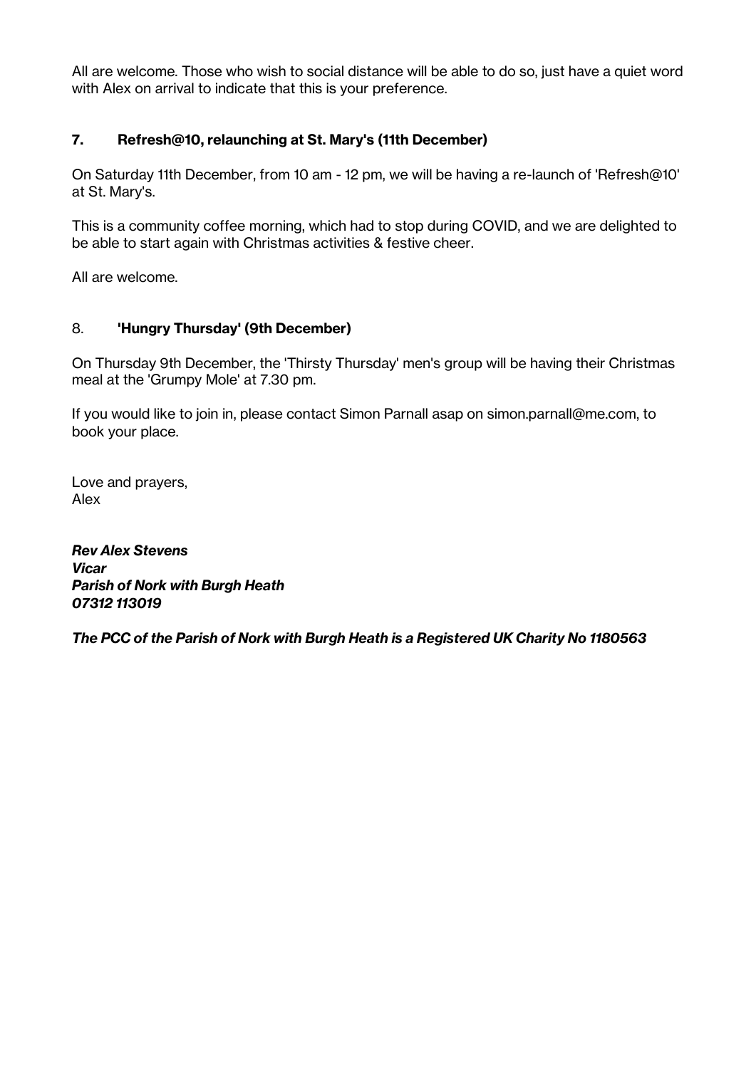All are welcome. Those who wish to social distance will be able to do so, just have a quiet word with Alex on arrival to indicate that this is your preference.

### 7. Refresh@10, relaunching at St. Mary's (11th December)

On Saturday 11th December, from 10 am - 12 pm, we will be having a re-launch of 'Refresh@10' at St. Mary's.

This is a community coffee morning, which had to stop during COVID, and we are delighted to be able to start again with Christmas activities & festive cheer.

All are welcome.

### 8. 'Hungry Thursday' (9th December)

On Thursday 9th December, the 'Thirsty Thursday' men's group will be having their Christmas meal at the 'Grumpy Mole' at 7.30 pm.

If you would like to join in, please contact Simon Parnall asap on simon.parnall@me.com, to book your place.

Love and prayers,
Alex

***Rev Alex Stevens***
***Vicar***
***Parish of Nork with Burgh Heath***
***07312 113019***

***The PCC of the Parish of Nork with Burgh Heath is a Registered UK Charity No 1180563***